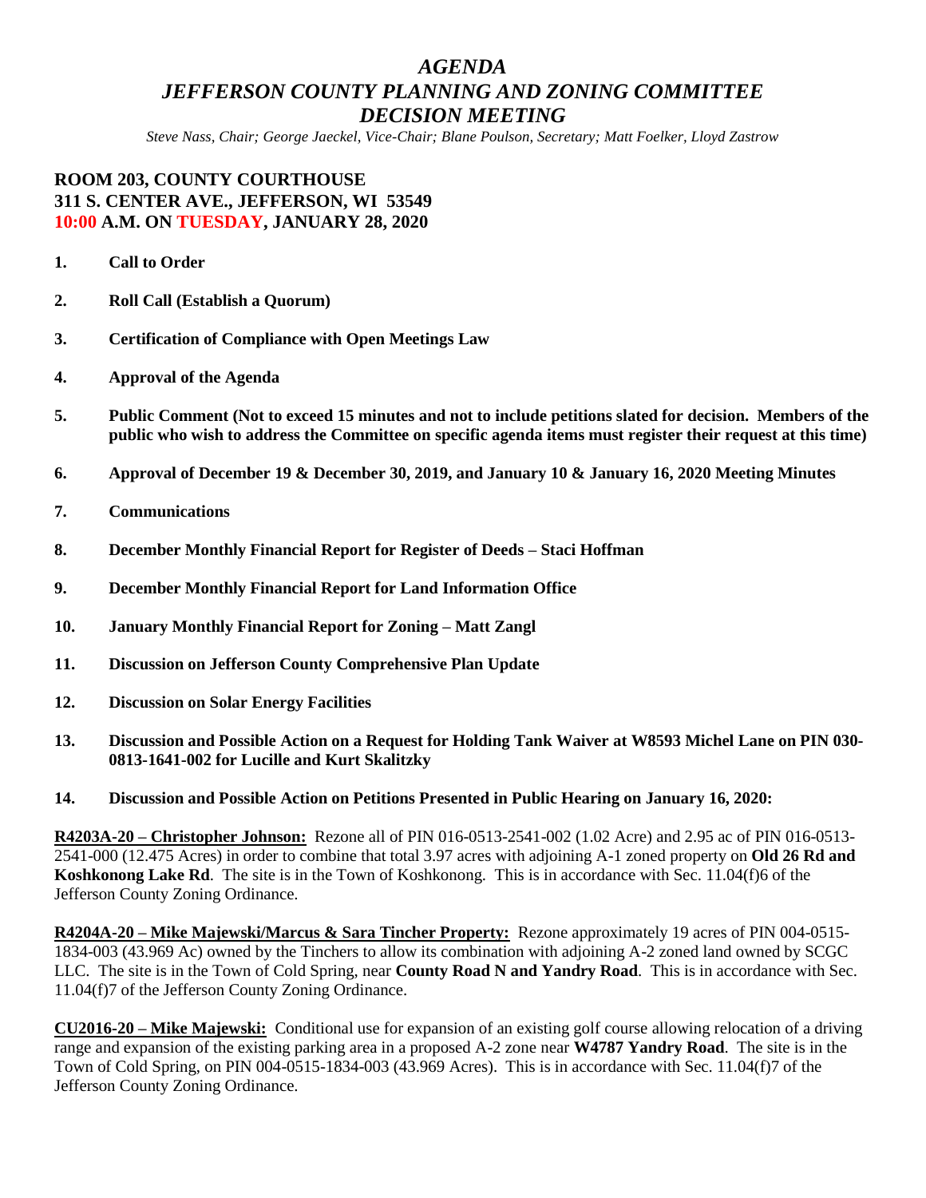# *AGENDA*
# *JEFFERSON COUNTY PLANNING AND ZONING COMMITTEE*
# *DECISION MEETING*

*Steve Nass, Chair; George Jaeckel, Vice-Chair; Blane Poulson, Secretary; Matt Foelker, Lloyd Zastrow*

**ROOM 203, COUNTY COURTHOUSE**
**311 S. CENTER AVE., JEFFERSON, WI 53549**
**10:00 A.M. ON TUESDAY, JANUARY 28, 2020**

1. **Call to Order**
2. **Roll Call (Establish a Quorum)**
3. **Certification of Compliance with Open Meetings Law**
4. **Approval of the Agenda**
5. **Public Comment (Not to exceed 15 minutes and not to include petitions slated for decision. Members of the public who wish to address the Committee on specific agenda items must register their request at this time)**
6. **Approval of December 19 & December 30, 2019, and January 10 & January 16, 2020 Meeting Minutes**
7. **Communications**
8. **December Monthly Financial Report for Register of Deeds – Staci Hoffman**
9. **December Monthly Financial Report for Land Information Office**
10. **January Monthly Financial Report for Zoning – Matt Zangl**
11. **Discussion on Jefferson County Comprehensive Plan Update**
12. **Discussion on Solar Energy Facilities**
13. **Discussion and Possible Action on a Request for Holding Tank Waiver at W8593 Michel Lane on PIN 030-0813-1641-002 for Lucille and Kurt Skalitzky**
14. **Discussion and Possible Action on Petitions Presented in Public Hearing on January 16, 2020:**

**R4203A-20 – Christopher Johnson:** Rezone all of PIN 016-0513-2541-002 (1.02 Acre) and 2.95 ac of PIN 016-0513-2541-000 (12.475 Acres) in order to combine that total 3.97 acres with adjoining A-1 zoned property on **Old 26 Rd and Koshkonong Lake Rd**. The site is in the Town of Koshkonong. This is in accordance with Sec. 11.04(f)6 of the Jefferson County Zoning Ordinance.

**R4204A-20 – Mike Majewski/Marcus & Sara Tincher Property:** Rezone approximately 19 acres of PIN 004-0515-1834-003 (43.969 Ac) owned by the Tinchers to allow its combination with adjoining A-2 zoned land owned by SCGC LLC. The site is in the Town of Cold Spring, near **County Road N and Yandry Road**. This is in accordance with Sec. 11.04(f)7 of the Jefferson County Zoning Ordinance.

**CU2016-20 – Mike Majewski:** Conditional use for expansion of an existing golf course allowing relocation of a driving range and expansion of the existing parking area in a proposed A-2 zone near **W4787 Yandry Road**. The site is in the Town of Cold Spring, on PIN 004-0515-1834-003 (43.969 Acres). This is in accordance with Sec. 11.04(f)7 of the Jefferson County Zoning Ordinance.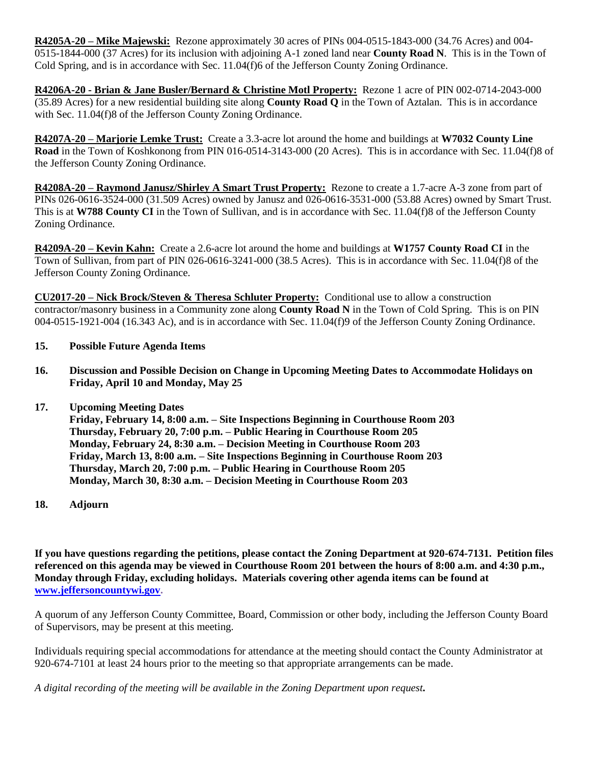**R4205A-20 – Mike Majewski:** Rezone approximately 30 acres of PINs 004-0515-1843-000 (34.76 Acres) and 004-0515-1844-000 (37 Acres) for its inclusion with adjoining A-1 zoned land near **County Road N**. This is in the Town of Cold Spring, and is in accordance with Sec. 11.04(f)6 of the Jefferson County Zoning Ordinance.

**R4206A-20 - Brian & Jane Busler/Bernard & Christine Motl Property:** Rezone 1 acre of PIN 002-0714-2043-000 (35.89 Acres) for a new residential building site along **County Road Q** in the Town of Aztalan. This is in accordance with Sec. 11.04(f)8 of the Jefferson County Zoning Ordinance.

**R4207A-20 – Marjorie Lemke Trust:** Create a 3.3-acre lot around the home and buildings at **W7032 County Line Road** in the Town of Koshkonong from PIN 016-0514-3143-000 (20 Acres). This is in accordance with Sec. 11.04(f)8 of the Jefferson County Zoning Ordinance.

**R4208A-20 – Raymond Janusz/Shirley A Smart Trust Property:** Rezone to create a 1.7-acre A-3 zone from part of PINs 026-0616-3524-000 (31.509 Acres) owned by Janusz and 026-0616-3531-000 (53.88 Acres) owned by Smart Trust. This is at **W788 County CI** in the Town of Sullivan, and is in accordance with Sec. 11.04(f)8 of the Jefferson County Zoning Ordinance.

**R4209A-20 – Kevin Kahn:** Create a 2.6-acre lot around the home and buildings at **W1757 County Road CI** in the Town of Sullivan, from part of PIN 026-0616-3241-000 (38.5 Acres). This is in accordance with Sec. 11.04(f)8 of the Jefferson County Zoning Ordinance.

**CU2017-20 – Nick Brock/Steven & Theresa Schluter Property:** Conditional use to allow a construction contractor/masonry business in a Community zone along **County Road N** in the Town of Cold Spring. This is on PIN 004-0515-1921-004 (16.343 Ac), and is in accordance with Sec. 11.04(f)9 of the Jefferson County Zoning Ordinance.

15. **Possible Future Agenda Items**

16. **Discussion and Possible Decision on Change in Upcoming Meeting Dates to Accommodate Holidays on Friday, April 10 and Monday, May 25**

17. **Upcoming Meeting Dates**
    **Friday, February 14, 8:00 a.m. – Site Inspections Beginning in Courthouse Room 203**
    **Thursday, February 20, 7:00 p.m. – Public Hearing in Courthouse Room 205**
    **Monday, February 24, 8:30 a.m. – Decision Meeting in Courthouse Room 203**
    **Friday, March 13, 8:00 a.m. – Site Inspections Beginning in Courthouse Room 203**
    **Thursday, March 20, 7:00 p.m. – Public Hearing in Courthouse Room 205**
    **Monday, March 30, 8:30 a.m. – Decision Meeting in Courthouse Room 203**

18. **Adjourn**

**If you have questions regarding the petitions, please contact the Zoning Department at 920-674-7131. Petition files referenced on this agenda may be viewed in Courthouse Room 201 between the hours of 8:00 a.m. and 4:30 p.m., Monday through Friday, excluding holidays. Materials covering other agenda items can be found at [www.jeffersoncountywi.gov](http://www.jeffersoncountywi.gov).**

A quorum of any Jefferson County Committee, Board, Commission or other body, including the Jefferson County Board of Supervisors, may be present at this meeting.

Individuals requiring special accommodations for attendance at the meeting should contact the County Administrator at 920-674-7101 at least 24 hours prior to the meeting so that appropriate arrangements can be made.

*A digital recording of the meeting will be available in the Zoning Department upon request***.**